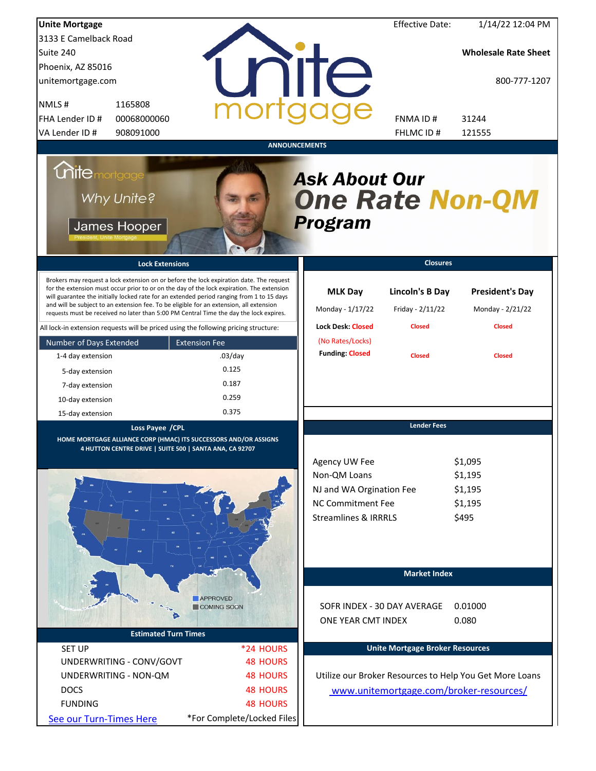**Unite Mortgage**
3133 E Camelback Road
Suite 240
Phoenix, AZ 85016
unitemortgage.com

| | |
|---|---|
| NMLS # | 1165808 |
| FHA Lender ID # | 00068000060 |
| VA Lender ID # | 908091000 |

Effective Date: 1/14/22 12:04 PM

**Wholesale Rate Sheet**

800-777-1207

| | |
|---|---|
| FNMA ID # | 31244 |
| FHLMC ID # | 121555 |

## ANNOUNCEMENTS

Unite mortgage — Why Unite? — James Hooper, President, Unite Mortgage

**Ask About Our One Rate Non-QM Program**

## Lock Extensions

Brokers may request a lock extension on or before the lock expiration date. The request for the extension must occur prior to or on the day of the lock expiration. The extension will guarantee the initially locked rate for an extended period ranging from 1 to 15 days and will be subject to an extension fee. To be eligible for an extension, all extension requests must be received no later than 5:00 PM Central Time the day the lock expires.

All lock-in extension requests will be priced using the following pricing structure:

| Number of Days Extended | Extension Fee |
|---|---|
| 1-4 day extension | .03/day |
| 5-day extension | 0.125 |
| 7-day extension | 0.187 |
| 10-day extension | 0.259 |
| 15-day extension | 0.375 |

## Closures

| MLK Day | Lincoln's B Day | President's Day |
|---|---|---|
| Monday - 1/17/22 | Friday - 2/11/22 | Monday - 2/21/22 |
| Lock Desk: Closed (No Rates/Locks) | Closed | Closed |
| Funding: Closed | Closed | Closed |

## Loss Payee /CPL

HOME MORTGAGE ALLIANCE CORP (HMAC) ITS SUCCESSORS AND/OR ASSIGNS
4 HUTTON CENTRE DRIVE | SUITE 500 | SANTA ANA, CA 92707

APPROVED
COMING SOON

## Lender Fees

| | |
|---|---|
| Agency UW Fee | $1,095 |
| Non-QM Loans | $1,195 |
| NJ and WA Orgination Fee | $1,195 |
| NC Commitment Fee | $1,195 |
| Streamlines & IRRRLS | $495 |

## Market Index

| | |
|---|---|
| SOFR INDEX - 30 DAY AVERAGE | 0.01000 |
| ONE YEAR CMT INDEX | 0.080 |

## Estimated Turn Times

| | |
|---|---|
| SET UP | *24 HOURS |
| UNDERWRITING - CONV/GOVT | 48 HOURS |
| UNDERWRITING - NON-QM | 48 HOURS |
| DOCS | 48 HOURS |
| FUNDING | 48 HOURS |

See our Turn-Times Here — *For Complete/Locked Files

## Unite Mortgage Broker Resources

Utilize our Broker Resources to Help You Get More Loans

www.unitemortgage.com/broker-resources/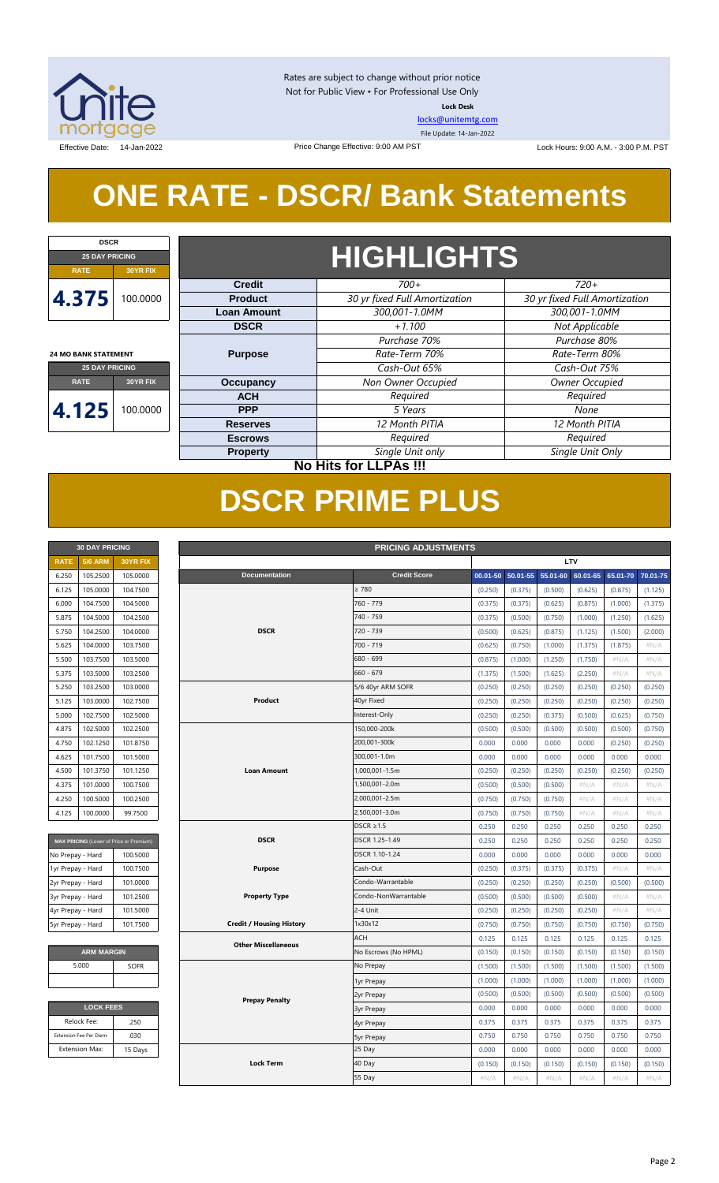Rates are subject to change without prior notice
Not for Public View • For Professional Use Only
**Lock Desk**
locks@unitemtg.com
File Update: 14-Jan-2022

Effective Date: 14-Jan-2022 | Price Change Effective: 9:00 AM PST | Lock Hours: 9:00 A.M. - 3:00 P.M. PST

# ONE RATE - DSCR/ Bank Statements

| DSCR | |
|---|---|
| 25 DAY PRICING | |
| RATE | 30YR FIX |
| 4.375 | 100.0000 |

| 24 MO BANK STATEMENT | |
|---|---|
| 25 DAY PRICING | |
| RATE | 30YR FIX |
| 4.125 | 100.0000 |

## HIGHLIGHTS

| | | |
|---|---|---|
| **Credit** | *700+* | *720+* |
| **Product** | *30 yr fixed Full Amortization* | *30 yr fixed Full Amortization* |
| **Loan Amount** | *300,001-1.0MM* | *300,001-1.0MM* |
| **DSCR** | *+1.100* | *Not Applicable* |
| **Purpose** | *Purchase 70%*<br>*Rate-Term 70%*<br>*Cash-Out 65%* | *Purchase 80%*<br>*Rate-Term 80%*<br>*Cash-Out 75%* |
| **Occupancy** | *Non Owner Occupied* | *Owner Occupied* |
| **ACH** | *Required* | *Required* |
| **PPP** | *5 Years* | *None* |
| **Reserves** | *12 Month PITIA* | *12 Month PITIA* |
| **Escrows** | *Required* | *Required* |
| **Property** | *Single Unit only* | *Single Unit Only* |

**No Hits for LLPAs !!!**

# DSCR PRIME PLUS

| 30 DAY PRICING | | |
|---|---|---|
| RATE | 5/6 ARM | 30YR FIX |
| 6.250 | 105.2500 | 105.0000 |
| 6.125 | 105.0000 | 104.7500 |
| 6.000 | 104.7500 | 104.5000 |
| 5.875 | 104.5000 | 104.2500 |
| 5.750 | 104.2500 | 104.0000 |
| 5.625 | 104.0000 | 103.7500 |
| 5.500 | 103.7500 | 103.5000 |
| 5.375 | 103.5000 | 103.2500 |
| 5.250 | 103.2500 | 103.0000 |
| 5.125 | 103.0000 | 102.7500 |
| 5.000 | 102.7500 | 102.5000 |
| 4.875 | 102.5000 | 102.2500 |
| 4.750 | 102.1250 | 101.8750 |
| 4.625 | 101.7500 | 101.5000 |
| 4.500 | 101.3750 | 101.1250 |
| 4.375 | 101.0000 | 100.7500 |
| 4.250 | 100.5000 | 100.2500 |
| 4.125 | 100.0000 | 99.7500 |

| MAX PRICING (Lower of Price or Premium) | |
|---|---|
| No Prepay - Hard | 100.5000 |
| 1yr Prepay - Hard | 100.7500 |
| 2yr Prepay - Hard | 101.0000 |
| 3yr Prepay - Hard | 101.2500 |
| 4yr Prepay - Hard | 101.5000 |
| 5yr Prepay - Hard | 101.7500 |

| ARM MARGIN | |
|---|---|
| 5.000 | SOFR |

| LOCK FEES | |
|---|---|
| Relock Fee: | .250 |
| Extension Fee Per Diem: | .030 |
| Extension Max: | 15 Days |

| PRICING ADJUSTMENTS | | | | | | | |
|---|---|---|---|---|---|---|---|
| | | LTV | | | | | |
| **Documentation** | **Credit Score** | 00.01-50 | 50.01-55 | 55.01-60 | 60.01-65 | 65.01-70 | 70.01-75 |
| DSCR | ≥ 780 | (0.250) | (0.375) | (0.500) | (0.625) | (0.875) | (1.125) |
| | 760 - 779 | (0.375) | (0.375) | (0.625) | (0.875) | (1.000) | (1.375) |
| | 740 - 759 | (0.375) | (0.500) | (0.750) | (1.000) | (1.250) | (1.625) |
| | 720 - 739 | (0.500) | (0.625) | (0.875) | (1.125) | (1.500) | (2.000) |
| | 700 - 719 | (0.625) | (0.750) | (1.000) | (1.375) | (1.875) | #N/A |
| | 680 - 699 | (0.875) | (1.000) | (1.250) | (1.750) | #N/A | #N/A |
| | 660 - 679 | (1.375) | (1.500) | (1.625) | (2.250) | #N/A | #N/A |
| Product | 5/6 40yr ARM SOFR | (0.250) | (0.250) | (0.250) | (0.250) | (0.250) | (0.250) |
| | 40yr Fixed | (0.250) | (0.250) | (0.250) | (0.250) | (0.250) | (0.250) |
| | Interest-Only | (0.250) | (0.250) | (0.375) | (0.500) | (0.625) | (0.750) |
| Loan Amount | 150,000-200k | (0.500) | (0.500) | (0.500) | (0.500) | (0.500) | (0.750) |
| | 200,001-300k | 0.000 | 0.000 | 0.000 | 0.000 | (0.250) | (0.250) |
| | 300,001-1.0m | 0.000 | 0.000 | 0.000 | 0.000 | 0.000 | 0.000 |
| | 1,000,001-1.5m | (0.250) | (0.250) | (0.250) | (0.250) | (0.250) | (0.250) |
| | 1,500,001-2.0m | (0.500) | (0.500) | (0.500) | #N/A | #N/A | #N/A |
| | 2,000,001-2.5m | (0.750) | (0.750) | (0.750) | #N/A | #N/A | #N/A |
| | 2,500,001-3.0m | (0.750) | (0.750) | (0.750) | #N/A | #N/A | #N/A |
| DSCR | DSCR ≥1.5 | 0.250 | 0.250 | 0.250 | 0.250 | 0.250 | 0.250 |
| | DSCR 1.25-1.49 | 0.250 | 0.250 | 0.250 | 0.250 | 0.250 | 0.250 |
| | DSCR 1.10-1.24 | 0.000 | 0.000 | 0.000 | 0.000 | 0.000 | 0.000 |
| Purpose | Cash-Out | (0.250) | (0.375) | (0.375) | (0.375) | #N/A | #N/A |
| Property Type | Condo-Warrantable | (0.250) | (0.250) | (0.250) | (0.250) | (0.500) | (0.500) |
| | Condo-NonWarrantable | (0.500) | (0.500) | (0.500) | (0.500) | #N/A | #N/A |
| | 2-4 Unit | (0.250) | (0.250) | (0.250) | (0.250) | #N/A | #N/A |
| Credit / Housing History | 1x30x12 | (0.750) | (0.750) | (0.750) | (0.750) | (0.750) | (0.750) |
| Other Miscellaneous | ACH | 0.125 | 0.125 | 0.125 | 0.125 | 0.125 | 0.125 |
| | No Escrows (No HPML) | (0.150) | (0.150) | (0.150) | (0.150) | (0.150) | (0.150) |
| Prepay Penalty | No Prepay | (1.500) | (1.500) | (1.500) | (1.500) | (1.500) | (1.500) |
| | 1yr Prepay | (1.000) | (1.000) | (1.000) | (1.000) | (1.000) | (1.000) |
| | 2yr Prepay | (0.500) | (0.500) | (0.500) | (0.500) | (0.500) | (0.500) |
| | 3yr Prepay | 0.000 | 0.000 | 0.000 | 0.000 | 0.000 | 0.000 |
| | 4yr Prepay | 0.375 | 0.375 | 0.375 | 0.375 | 0.375 | 0.375 |
| | 5yr Prepay | 0.750 | 0.750 | 0.750 | 0.750 | 0.750 | 0.750 |
| Lock Term | 25 Day | 0.000 | 0.000 | 0.000 | 0.000 | 0.000 | 0.000 |
| | 40 Day | (0.150) | (0.150) | (0.150) | (0.150) | (0.150) | (0.150) |
| | 55 Day | #N/A | #N/A | #N/A | #N/A | #N/A | #N/A |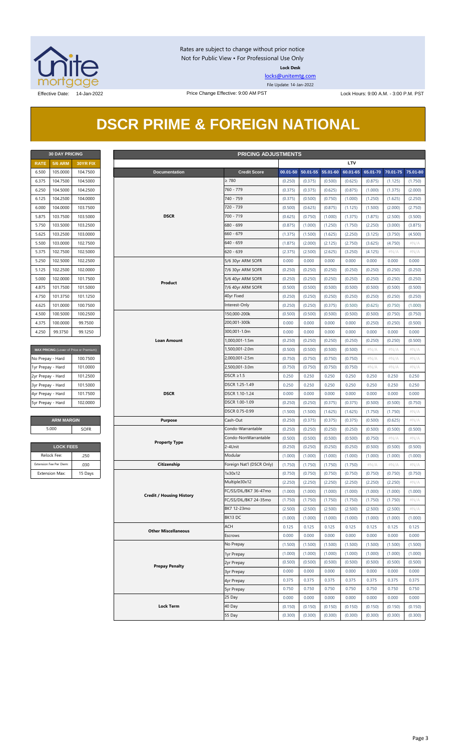Rates are subject to change without prior notice
Not for Public View • For Professional Use Only

**Lock Desk**

locks@unitemtg.com

File Update: 14-Jan-2022

Effective Date: 14-Jan-2022

Price Change Effective: 9:00 AM PST

Lock Hours: 9:00 A.M. - 3:00 P.M. PST

# DSCR PRIME & FOREIGN NATIONAL

| 30 DAY PRICING | | |
|---|---|---|
| RATE | 5/6 ARM | 30YR FIX |
| 6.500 | 105.0000 | 104.7500 |
| 6.375 | 104.7500 | 104.5000 |
| 6.250 | 104.5000 | 104.2500 |
| 6.125 | 104.2500 | 104.0000 |
| 6.000 | 104.0000 | 103.7500 |
| 5.875 | 103.7500 | 103.5000 |
| 5.750 | 103.5000 | 103.2500 |
| 5.625 | 103.2500 | 103.0000 |
| 5.500 | 103.0000 | 102.7500 |
| 5.375 | 102.7500 | 102.5000 |
| 5.250 | 102.5000 | 102.2500 |
| 5.125 | 102.2500 | 102.0000 |
| 5.000 | 102.0000 | 101.7500 |
| 4.875 | 101.7500 | 101.5000 |
| 4.750 | 101.3750 | 101.1250 |
| 4.625 | 101.0000 | 100.7500 |
| 4.500 | 100.5000 | 100.2500 |
| 4.375 | 100.0000 | 99.7500 |
| 4.250 | 99.3750 | 99.1250 |

| MAX PRICING (Lower of Price or Premium) | |
|---|---|
| No Prepay - Hard | 100.7500 |
| 1yr Prepay - Hard | 101.0000 |
| 2yr Prepay - Hard | 101.2500 |
| 3yr Prepay - Hard | 101.5000 |
| 4yr Prepay - Hard | 101.7500 |
| 5yr Prepay - Hard | 102.0000 |

| ARM MARGIN | |
|---|---|
| 5.000 | SOFR |

| LOCK FEES | |
|---|---|
| Relock Fee: | .250 |
| Extension Fee Per Diem: | .030 |
| Extension Max: | 15 Days |

| PRICING ADJUSTMENTS | | | | | | | | |
|---|---|---|---|---|---|---|---|---|
| | | LTV | | | | | | |
| Documentation | Credit Score | 00.01-50 | 50.01-55 | 55.01-60 | 60.01-65 | 65.01-70 | 70.01-75 | 75.01-80 |
| DSCR | ≥ 780 | (0.250) | (0.375) | (0.500) | (0.625) | (0.875) | (1.125) | (1.750) |
| | 760 - 779 | (0.375) | (0.375) | (0.625) | (0.875) | (1.000) | (1.375) | (2.000) |
| | 740 - 759 | (0.375) | (0.500) | (0.750) | (1.000) | (1.250) | (1.625) | (2.250) |
| | 720 - 739 | (0.500) | (0.625) | (0.875) | (1.125) | (1.500) | (2.000) | (2.750) |
| | 700 - 719 | (0.625) | (0.750) | (1.000) | (1.375) | (1.875) | (2.500) | (3.500) |
| | 680 - 699 | (0.875) | (1.000) | (1.250) | (1.750) | (2.250) | (3.000) | (3.875) |
| | 660 - 679 | (1.375) | (1.500) | (1.625) | (2.250) | (3.125) | (3.750) | (4.500) |
| | 640 - 659 | (1.875) | (2.000) | (2.125) | (2.750) | (3.625) | (4.750) | #N/A |
| | 620 - 639 | (2.375) | (2.500) | (2.625) | (3.250) | (4.125) | #N/A | #N/A |
| Product | 5/6 30yr ARM SOFR | 0.000 | 0.000 | 0.000 | 0.000 | 0.000 | 0.000 | 0.000 |
| | 7/6 30yr ARM SOFR | (0.250) | (0.250) | (0.250) | (0.250) | (0.250) | (0.250) | (0.250) |
| | 5/6 40yr ARM SOFR | (0.250) | (0.250) | (0.250) | (0.250) | (0.250) | (0.250) | (0.250) |
| | 7/6 40yr ARM SOFR | (0.500) | (0.500) | (0.500) | (0.500) | (0.500) | (0.500) | (0.500) |
| | 40yr Fixed | (0.250) | (0.250) | (0.250) | (0.250) | (0.250) | (0.250) | (0.250) |
| | Interest-Only | (0.250) | (0.250) | (0.375) | (0.500) | (0.625) | (0.750) | (1.000) |
| Loan Amount | 150,000-200k | (0.500) | (0.500) | (0.500) | (0.500) | (0.500) | (0.750) | (0.750) |
| | 200,001-300k | 0.000 | 0.000 | 0.000 | 0.000 | (0.250) | (0.250) | (0.500) |
| | 300,001-1.0m | 0.000 | 0.000 | 0.000 | 0.000 | 0.000 | 0.000 | 0.000 |
| | 1,000,001-1.5m | (0.250) | (0.250) | (0.250) | (0.250) | (0.250) | (0.250) | (0.500) |
| | 1,500,001-2.0m | (0.500) | (0.500) | (0.500) | (0.500) | #N/A | #N/A | #N/A |
| | 2,000,001-2.5m | (0.750) | (0.750) | (0.750) | (0.750) | #N/A | #N/A | #N/A |
| | 2,500,001-3.0m | (0.750) | (0.750) | (0.750) | (0.750) | #N/A | #N/A | #N/A |
| DSCR | DSCR ≥1.5 | 0.250 | 0.250 | 0.250 | 0.250 | 0.250 | 0.250 | 0.250 |
| | DSCR 1.25-1.49 | 0.250 | 0.250 | 0.250 | 0.250 | 0.250 | 0.250 | 0.250 |
| | DSCR 1.10-1.24 | 0.000 | 0.000 | 0.000 | 0.000 | 0.000 | 0.000 | 0.000 |
| | DSCR 1.00-1.09 | (0.250) | (0.250) | (0.375) | (0.375) | (0.500) | (0.500) | (0.750) |
| | DSCR 0.75-0.99 | (1.500) | (1.500) | (1.625) | (1.625) | (1.750) | (1.750) | #N/A |
| Purpose | Cash-Out | (0.250) | (0.375) | (0.375) | (0.375) | (0.500) | (0.625) | #N/A |
| Property Type | Condo-Warrantable | (0.250) | (0.250) | (0.250) | (0.250) | (0.500) | (0.500) | (0.500) |
| | Condo-NonWarrantable | (0.500) | (0.500) | (0.500) | (0.500) | (0.750) | #N/A | #N/A |
| | 2-4Unit | (0.250) | (0.250) | (0.250) | (0.250) | (0.500) | (0.500) | (0.500) |
| | Modular | (1.000) | (1.000) | (1.000) | (1.000) | (1.000) | (1.000) | (1.000) |
| Citizenship | Foreign Nat'l (DSCR Only) | (1.750) | (1.750) | (1.750) | (1.750) | #N/A | #N/A | #N/A |
| Credit / Housing History | 1x30x12 | (0.750) | (0.750) | (0.750) | (0.750) | (0.750) | (0.750) | (0.750) |
| | Multiple30x12 | (2.250) | (2.250) | (2.250) | (2.250) | (2.250) | (2.250) | #N/A |
| | FC/SS/DIL/BK7 36-47mo | (1.000) | (1.000) | (1.000) | (1.000) | (1.000) | (1.000) | (1.000) |
| | FC/SS/DIL/BK7 24-35mo | (1.750) | (1.750) | (1.750) | (1.750) | (1.750) | (1.750) | #N/A |
| | BK7 12-23mo | (2.500) | (2.500) | (2.500) | (2.500) | (2.500) | (2.500) | #N/A |
| | BK13 DC | (1.000) | (1.000) | (1.000) | (1.000) | (1.000) | (1.000) | (1.000) |
| Other Miscellaneous | ACH | 0.125 | 0.125 | 0.125 | 0.125 | 0.125 | 0.125 | 0.125 |
| | Escrows | 0.000 | 0.000 | 0.000 | 0.000 | 0.000 | 0.000 | 0.000 |
| Prepay Penalty | No Prepay | (1.500) | (1.500) | (1.500) | (1.500) | (1.500) | (1.500) | (1.500) |
| | 1yr Prepay | (1.000) | (1.000) | (1.000) | (1.000) | (1.000) | (1.000) | (1.000) |
| | 2yr Prepay | (0.500) | (0.500) | (0.500) | (0.500) | (0.500) | (0.500) | (0.500) |
| | 3yr Prepay | 0.000 | 0.000 | 0.000 | 0.000 | 0.000 | 0.000 | 0.000 |
| | 4yr Prepay | 0.375 | 0.375 | 0.375 | 0.375 | 0.375 | 0.375 | 0.375 |
| | 5yr Prepay | 0.750 | 0.750 | 0.750 | 0.750 | 0.750 | 0.750 | 0.750 |
| Lock Term | 25 Day | 0.000 | 0.000 | 0.000 | 0.000 | 0.000 | 0.000 | 0.000 |
| | 40 Day | (0.150) | (0.150) | (0.150) | (0.150) | (0.150) | (0.150) | (0.150) |
| | 55 Day | (0.300) | (0.300) | (0.300) | (0.300) | (0.300) | (0.300) | (0.300) |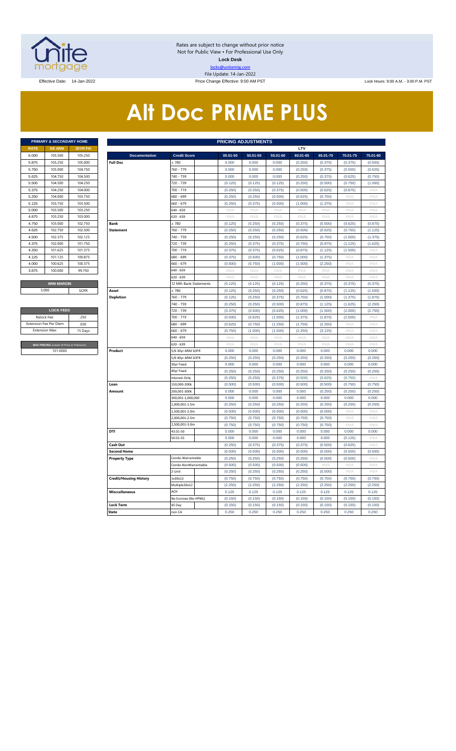Rates are subject to change without prior notice
Not for Public View • For Professional Use Only
**Lock Desk**
locks@unitemtg.com
File Update: 14-Jan-2022

Effective Date: 14-Jan-2022 | Price Change Effective: 9:00 AM PST | Lock Hours: 9:00 A.M. - 3:00 P.M. PST

# Alt Doc PRIME PLUS

| PRIMARY & SECONDARY HOME | | |
|---|---|---|
| **RATE** | **5/6 ARM** | **30YR FIX** |
| 6.000 | 105.500 | 105.250 |
| 5.875 | 105.250 | 105.000 |
| 5.750 | 105.000 | 104.750 |
| 5.625 | 104.750 | 104.500 |
| 5.500 | 104.500 | 104.250 |
| 5.375 | 104.250 | 104.000 |
| 5.250 | 104.000 | 103.750 |
| 5.125 | 103.750 | 103.500 |
| 5.000 | 103.500 | 103.250 |
| 4.875 | 103.250 | 103.000 |
| 4.750 | 103.000 | 102.750 |
| 4.625 | 102.750 | 102.500 |
| 4.500 | 102.375 | 102.125 |
| 4.375 | 102.000 | 101.750 |
| 4.250 | 101.625 | 101.375 |
| 4.125 | 101.125 | 100.875 |
| 4.000 | 100.625 | 100.375 |
| 3.875 | 100.000 | 99.750 |

| ARM MARGIN | |
|---|---|
| 5.000 | SOFR |

| LOCK FEES | |
|---|---|
| Relock Fee: | .250 |
| Extension Fee Per Diem | .030 |
| Extension Max: | 15 Days |

| MAX PRICING (Lower of Price or Premium) |
|---|
| 101.0000 |

| PRICING ADJUSTMENTS | | | | | | | | |
|---|---|---|---|---|---|---|---|---|
| | | LTV | | | | | | |
| **Documentation** | **Credit Score** | **00.01-50** | **50.01-55** | **55.01-60** | **60.01-65** | **65.01-70** | **70.01-75** | **75.01-80** |
| **Full Doc** | ≥ 780 | 0.000 | 0.000 | 0.000 | (0.250) | (0.375) | (0.375) | (0.500) |
| | 760 - 779 | 0.000 | 0.000 | 0.000 | (0.250) | (0.375) | (0.500) | (0.625) |
| | 740 - 759 | 0.000 | 0.000 | 0.000 | (0.250) | (0.375) | (0.625) | (0.750) |
| | 720 - 739 | (0.125) | (0.125) | (0.125) | (0.250) | (0.500) | (0.750) | (1.000) |
| | 700 - 719 | (0.250) | (0.250) | (0.375) | (0.500) | (0.625) | (0.875) | #N/A |
| | 680 - 699 | (0.250) | (0.250) | (0.500) | (0.625) | (0.750) | #N/A | #N/A |
| | 660 - 679 | (0.250) | (0.375) | (0.500) | (1.000) | (1.375) | #N/A | #N/A |
| | 640 - 659 | #N/A | #N/A | #N/A | #N/A | #N/A | #N/A | #N/A |
| | 620 - 639 | #N/A | #N/A | #N/A | #N/A | #N/A | #N/A | #N/A |
| **Bank Statement** | ≥ 780 | (0.125) | (0.250) | (0.250) | (0.375) | (0.500) | (0.625) | (0.875) |
| | 760 - 779 | (0.250) | (0.250) | (0.250) | (0.500) | (0.625) | (0.750) | (1.125) |
| | 740 - 759 | (0.250) | (0.250) | (0.250) | (0.625) | (0.750) | (1.000) | (1.375) |
| | 720 - 739 | (0.250) | (0.375) | (0.375) | (0.750) | (0.875) | (1.125) | (1.625) |
| | 700 - 719 | (0.375) | (0.375) | (0.625) | (0.875) | (1.125) | (1.500) | #N/A |
| | 680 - 699 | (0.375) | (0.500) | (0.750) | (1.000) | (1.375) | #N/A | #N/A |
| | 660 - 679 | (0.500) | (0.750) | (1.000) | (1.500) | (2.250) | #N/A | #N/A |
| | 640 - 659 | #N/A | #N/A | #N/A | #N/A | #N/A | #N/A | #N/A |
| | 620 - 639 | #N/A | #N/A | #N/A | #N/A | #N/A | #N/A | #N/A |
| | 12 Mth Bank Statements | (0.125) | (0.125) | (0.125) | (0.250) | (0.375) | (0.375) | (0.375) |
| **Asset Depletion** | ≥ 780 | (0.125) | (0.250) | (0.250) | (0.625) | (0.875) | (1.125) | (1.500) |
| | 760 - 779 | (0.125) | (0.250) | (0.375) | (0.750) | (1.000) | (1.375) | (1.875) |
| | 740 - 759 | (0.250) | (0.250) | (0.500) | (0.875) | (1.125) | (1.625) | (2.250) |
| | 720 - 739 | (0.375) | (0.500) | (0.625) | (1.000) | (1.500) | (2.000) | (2.750) |
| | 700 - 719 | (0.500) | (0.625) | (1.000) | (1.375) | (1.875) | (2.500) | #N/A |
| | 680 - 699 | (0.625) | (0.750) | (1.250) | (1.750) | (2.250) | #N/A | #N/A |
| | 660 - 679 | (0.750) | (1.000) | (1.500) | (2.250) | (3.125) | #N/A | #N/A |
| | 640 - 659 | #N/A | #N/A | #N/A | #N/A | #N/A | #N/A | #N/A |
| | 620 - 639 | #N/A | #N/A | #N/A | #N/A | #N/A | #N/A | #N/A |
| **Product** | 5/6 30yr ARM SOFR | 0.000 | 0.000 | 0.000 | 0.000 | 0.000 | 0.000 | 0.000 |
| | 5/6 40yr ARM SOFR | (0.250) | (0.250) | (0.250) | (0.250) | (0.250) | (0.250) | (0.250) |
| | 30yr Fixed | 0.000 | 0.000 | 0.000 | 0.000 | 0.000 | 0.000 | 0.000 |
| | 40yr Fixed | (0.250) | (0.250) | (0.250) | (0.250) | (0.250) | (0.250) | (0.250) |
| | Interest-Only | (0.250) | (0.250) | (0.375) | (0.500) | (0.625) | (0.750) | #N/A |
| **Loan Amount** | 150,000-200k | (0.500) | (0.500) | (0.500) | (0.500) | (0.500) | (0.750) | (0.750) |
| | 200,001-300k | 0.000 | 0.000 | 0.000 | 0.000 | (0.250) | (0.250) | (0.250) |
| | 300,001-1,000,000 | 0.000 | 0.000 | 0.000 | 0.000 | 0.000 | 0.000 | 0.000 |
| | 1,000,001-1.5m | (0.250) | (0.250) | (0.250) | (0.250) | (0.250) | (0.250) | (0.250) |
| | 1,500,001-2.0m | (0.500) | (0.500) | (0.500) | (0.500) | (0.500) | #N/A | #N/A |
| | 2,000,001-2.5m | (0.750) | (0.750) | (0.750) | (0.750) | (0.750) | #N/A | #N/A |
| | 2,500,001-3.0m | (0.750) | (0.750) | (0.750) | (0.750) | (0.750) | #N/A | #N/A |
| **DTI** | 43.01-50 | 0.000 | 0.000 | 0.000 | 0.000 | 0.000 | 0.000 | 0.000 |
| | 50.01-55 | 0.000 | 0.000 | 0.000 | 0.000 | 0.000 | (0.125) | #N/A |
| **Cash Out** | | (0.250) | (0.375) | (0.375) | (0.375) | (0.500) | (0.625) | #N/A |
| **Second Home** | | (0.500) | (0.500) | (0.500) | (0.500) | (0.500) | (0.500) | (0.500) |
| **Property Type** | Condo-Warrantable | (0.250) | (0.250) | (0.250) | (0.250) | (0.500) | (0.500) | #N/A |
| | Condo-NonWarrantable | (0.500) | (0.500) | (0.500) | (0.500) | #N/A | #N/A | #N/A |
| | 2-Unit | (0.250) | (0.250) | (0.250) | (0.250) | (0.500) | #N/A | #N/A |
| **Credit/Housing History** | 1x30x12 | (0.750) | (0.750) | (0.750) | (0.750) | (0.750) | (0.750) | (0.750) |
| | Multiple30x12 | (2.250) | (2.250) | (2.250) | (2.250) | (2.250) | (2.250) | (2.250) |
| **Misccellaneous** | ACH | 0.125 | 0.125 | 0.125 | 0.125 | 0.125 | 0.125 | 0.125 |
| | No Escrows (No HPML) | (0.150) | (0.150) | (0.150) | (0.150) | (0.150) | (0.150) | (0.150) |
| **Lock Term** | 45 Day | (0.150) | (0.150) | (0.150) | (0.150) | (0.150) | (0.150) | (0.150) |
| **State** | non CA | 0.250 | 0.250 | 0.250 | 0.250 | 0.250 | 0.250 | 0.250 |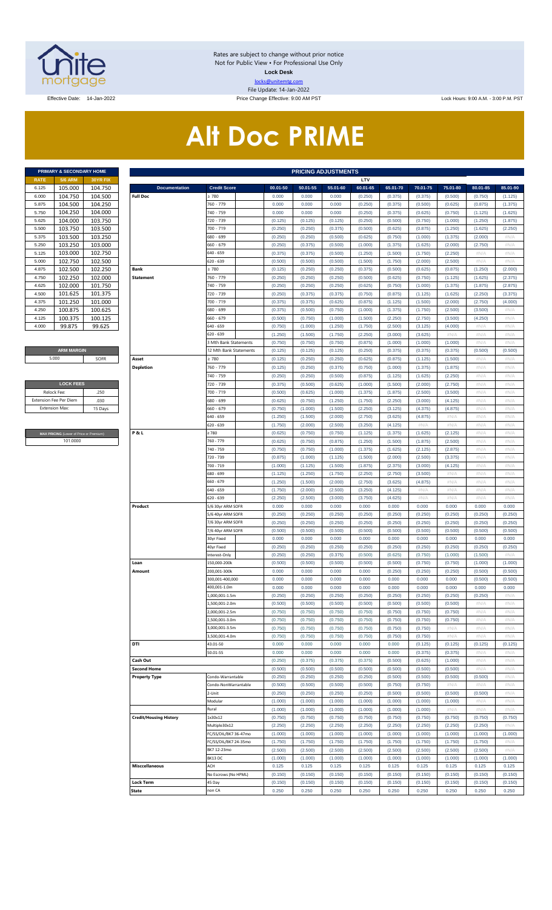Rates are subject to change without prior notice
Not for Public View • For Professional Use Only
**Lock Desk**
locks@unitemtg.com
File Update: 14-Jan-2022

Effective Date: 14-Jan-2022 | Price Change Effective: 9:00 AM PST | Lock Hours: 9:00 A.M. - 3:00 P.M. PST

# Alt Doc PRIME

| PRIMARY & SECONDARY HOME | | |
|---|---|---|
| RATE | 5/6 ARM | 30YR FIX |
| 6.125 | 105.000 | 104.750 |
| 6.000 | 104.750 | 104.500 |
| 5.875 | 104.500 | 104.250 |
| 5.750 | 104.250 | 104.000 |
| 5.625 | 104.000 | 103.750 |
| 5.500 | 103.750 | 103.500 |
| 5.375 | 103.500 | 103.250 |
| 5.250 | 103.250 | 103.000 |
| 5.125 | 103.000 | 102.750 |
| 5.000 | 102.750 | 102.500 |
| 4.875 | 102.500 | 102.250 |
| 4.750 | 102.250 | 102.000 |
| 4.625 | 102.000 | 101.750 |
| 4.500 | 101.625 | 101.375 |
| 4.375 | 101.250 | 101.000 |
| 4.250 | 100.875 | 100.625 |
| 4.125 | 100.375 | 100.125 |
| 4.000 | 99.875 | 99.625 |

| ARM MARGIN | |
|---|---|
| 5.000 | SOFR |

| LOCK FEES | |
|---|---|
| Relock Fee: | .250 |
| Extension Fee Per Diem | .030 |
| Extension Max: | 15 Days |

| MAX PRICING (Lower of Price or Premium) |
|---|
| 101.0000 |

| PRICING ADJUSTMENTS | | | | | | | | | | | |
|---|---|---|---|---|---|---|---|---|---|---|---|
| | | LTV | | | | | | | | | |
| Documentation | Credit Score | 00.01-50 | 50.01-55 | 55.01-60 | 60.01-65 | 65.01-70 | 70.01-75 | 75.01-80 | 80.01-85 | 85.01-90 |
| Full Doc | ≥ 780 | 0.000 | 0.000 | 0.000 | (0.250) | (0.375) | (0.375) | (0.500) | (0.750) | (1.125) |
| | 760 - 779 | 0.000 | 0.000 | 0.000 | (0.250) | (0.375) | (0.500) | (0.625) | (0.875) | (1.375) |
| | 740 - 759 | 0.000 | 0.000 | 0.000 | (0.250) | (0.375) | (0.625) | (0.750) | (1.125) | (1.625) |
| | 720 - 739 | (0.125) | (0.125) | (0.125) | (0.250) | (0.500) | (0.750) | (1.000) | (1.250) | (1.875) |
| | 700 - 719 | (0.250) | (0.250) | (0.375) | (0.500) | (0.625) | (0.875) | (1.250) | (1.625) | (2.250) |
| | 680 - 699 | (0.250) | (0.250) | (0.500) | (0.625) | (0.750) | (1.000) | (1.375) | (2.000) | #N/A |
| | 660 - 679 | (0.250) | (0.375) | (0.500) | (1.000) | (1.375) | (1.625) | (2.000) | (2.750) | #N/A |
| | 640 - 659 | (0.375) | (0.375) | (0.500) | (1.250) | (1.500) | (1.750) | (2.250) | #N/A | #N/A |
| | 620 - 639 | (0.500) | (0.500) | (0.500) | (1.500) | (1.750) | (2.000) | (2.500) | #N/A | #N/A |
| Bank Statement | ≥ 780 | (0.125) | (0.250) | (0.250) | (0.375) | (0.500) | (0.625) | (0.875) | (1.250) | (2.000) |
| | 760 - 779 | (0.250) | (0.250) | (0.250) | (0.500) | (0.625) | (0.750) | (1.125) | (1.625) | (2.375) |
| | 740 - 759 | (0.250) | (0.250) | (0.250) | (0.625) | (0.750) | (1.000) | (1.375) | (1.875) | (2.875) |
| | 720 - 739 | (0.250) | (0.375) | (0.375) | (0.750) | (0.875) | (1.125) | (1.625) | (2.250) | (3.375) |
| | 700 - 719 | (0.375) | (0.375) | (0.625) | (0.875) | (1.125) | (1.500) | (2.000) | (2.750) | (4.000) |
| | 680 - 699 | (0.375) | (0.500) | (0.750) | (1.000) | (1.375) | (1.750) | (2.500) | (3.500) | #N/A |
| | 660 - 679 | (0.500) | (0.750) | (1.000) | (1.500) | (2.250) | (2.750) | (3.500) | (4.250) | #N/A |
| | 640 - 659 | (0.750) | (1.000) | (1.250) | (1.750) | (2.500) | (3.125) | (4.000) | #N/A | #N/A |
| | 620 - 639 | (1.250) | (1.500) | (1.750) | (2.250) | (3.000) | (3.625) | #N/A | #N/A | #N/A |
| | 3 Mth Bank Statements | (0.750) | (0.750) | (0.750) | (0.875) | (1.000) | (1.000) | (1.000) | #N/A | #N/A |
| | 12 Mth Bank Statements | (0.125) | (0.125) | (0.125) | (0.250) | (0.375) | (0.375) | (0.375) | (0.500) | (0.500) |
| Asset Depletion | ≥ 780 | (0.125) | (0.250) | (0.250) | (0.625) | (0.875) | (1.125) | (1.500) | #N/A | #N/A |
| | 760 - 779 | (0.125) | (0.250) | (0.375) | (0.750) | (1.000) | (1.375) | (1.875) | #N/A | #N/A |
| | 740 - 759 | (0.250) | (0.250) | (0.500) | (0.875) | (1.125) | (1.625) | (2.250) | #N/A | #N/A |
| | 720 - 739 | (0.375) | (0.500) | (0.625) | (1.000) | (1.500) | (2.000) | (2.750) | #N/A | #N/A |
| | 700 - 719 | (0.500) | (0.625) | (1.000) | (1.375) | (1.875) | (2.500) | (3.500) | #N/A | #N/A |
| | 680 - 699 | (0.625) | (0.750) | (1.250) | (1.750) | (2.250) | (3.000) | (4.125) | #N/A | #N/A |
| | 660 - 679 | (0.750) | (1.000) | (1.500) | (2.250) | (3.125) | (4.375) | (4.875) | #N/A | #N/A |
| | 640 - 659 | (1.250) | (1.500) | (2.000) | (2.750) | (3.625) | (4.875) | #N/A | #N/A | #N/A |
| | 620 - 639 | (1.750) | (2.000) | (2.500) | (3.250) | (4.125) | #N/A | #N/A | #N/A | #N/A |
| P & L | ≥ 780 | (0.625) | (0.750) | (0.750) | (1.125) | (1.375) | (1.625) | (2.125) | #N/A | #N/A |
| | 760 - 779 | (0.625) | (0.750) | (0.875) | (1.250) | (1.500) | (1.875) | (2.500) | #N/A | #N/A |
| | 740 - 759 | (0.750) | (0.750) | (1.000) | (1.375) | (1.625) | (2.125) | (2.875) | #N/A | #N/A |
| | 720 - 739 | (0.875) | (1.000) | (1.125) | (1.500) | (2.000) | (2.500) | (3.375) | #N/A | #N/A |
| | 700 - 719 | (1.000) | (1.125) | (1.500) | (1.875) | (2.375) | (3.000) | (4.125) | #N/A | #N/A |
| | 680 - 699 | (1.125) | (1.250) | (1.750) | (2.250) | (2.750) | (3.500) | #N/A | #N/A | #N/A |
| | 660 - 679 | (1.250) | (1.500) | (2.000) | (2.750) | (3.625) | (4.875) | #N/A | #N/A | #N/A |
| | 640 - 659 | (1.750) | (2.000) | (2.500) | (3.250) | (4.125) | #N/A | #N/A | #N/A | #N/A |
| | 620 - 639 | (2.250) | (2.500) | (3.000) | (3.750) | (4.625) | #N/A | #N/A | #N/A | #N/A |
| Product | 5/6 30yr ARM SOFR | 0.000 | 0.000 | 0.000 | 0.000 | 0.000 | 0.000 | 0.000 | 0.000 | 0.000 |
| | 5/6 40yr ARM SOFR | (0.250) | (0.250) | (0.250) | (0.250) | (0.250) | (0.250) | (0.250) | (0.250) | (0.250) |
| | 7/6 30yr ARM SOFR | (0.250) | (0.250) | (0.250) | (0.250) | (0.250) | (0.250) | (0.250) | (0.250) | (0.250) |
| | 7/6 40yr ARM SOFR | (0.500) | (0.500) | (0.500) | (0.500) | (0.500) | (0.500) | (0.500) | (0.500) | (0.500) |
| | 30yr Fixed | 0.000 | 0.000 | 0.000 | 0.000 | 0.000 | 0.000 | 0.000 | 0.000 | 0.000 |
| | 40yr Fixed | (0.250) | (0.250) | (0.250) | (0.250) | (0.250) | (0.250) | (0.250) | (0.250) | (0.250) |
| | Interest-Only | (0.250) | (0.250) | (0.375) | (0.500) | (0.625) | (0.750) | (1.000) | (1.500) | #N/A |
| Loan Amount | 150,000-200k | (0.500) | (0.500) | (0.500) | (0.500) | (0.500) | (0.750) | (0.750) | (1.000) | (1.000) |
| | 200,001-300k | 0.000 | 0.000 | 0.000 | 0.000 | (0.250) | (0.250) | (0.250) | (0.500) | (0.500) |
| | 300,001-400,000 | 0.000 | 0.000 | 0.000 | 0.000 | 0.000 | 0.000 | 0.000 | (0.500) | (0.500) |
| | 400,001-1.0m | 0.000 | 0.000 | 0.000 | 0.000 | 0.000 | 0.000 | 0.000 | 0.000 | 0.000 |
| | 1,000,001-1.5m | (0.250) | (0.250) | (0.250) | (0.250) | (0.250) | (0.250) | (0.250) | (0.250) | #N/A |
| | 1,500,001-2.0m | (0.500) | (0.500) | (0.500) | (0.500) | (0.500) | (0.500) | (0.500) | #N/A | #N/A |
| | 2,000,001-2.5m | (0.750) | (0.750) | (0.750) | (0.750) | (0.750) | (0.750) | (0.750) | #N/A | #N/A |
| | 2,500,001-3.0m | (0.750) | (0.750) | (0.750) | (0.750) | (0.750) | (0.750) | (0.750) | #N/A | #N/A |
| | 3,000,001-3.5m | (0.750) | (0.750) | (0.750) | (0.750) | (0.750) | (0.750) | #N/A | #N/A | #N/A |
| | 3,500,001-4.0m | (0.750) | (0.750) | (0.750) | (0.750) | (0.750) | (0.750) | #N/A | #N/A | #N/A |
| DTI | 43.01-50 | 0.000 | 0.000 | 0.000 | 0.000 | 0.000 | (0.125) | (0.125) | (0.125) | (0.125) |
| | 50.01-55 | 0.000 | 0.000 | 0.000 | 0.000 | 0.000 | (0.375) | (0.375) | #N/A | #N/A |
| Cash Out | | (0.250) | (0.375) | (0.375) | (0.375) | (0.500) | (0.625) | (1.000) | #N/A | #N/A |
| Second Home | | (0.500) | (0.500) | (0.500) | (0.500) | (0.500) | (0.500) | (0.500) | #N/A | #N/A |
| Property Type | Condo-Warrantable | (0.250) | (0.250) | (0.250) | (0.250) | (0.500) | (0.500) | (0.500) | (0.500) | #N/A |
| | Condo-NonWarrantable | (0.500) | (0.500) | (0.500) | (0.500) | (0.750) | (0.750) | #N/A | #N/A | #N/A |
| | 2-Unit | (0.250) | (0.250) | (0.250) | (0.250) | (0.500) | (0.500) | (0.500) | (0.500) | #N/A |
| | Modular | (1.000) | (1.000) | (1.000) | (1.000) | (1.000) | (1.000) | (1.000) | #N/A | #N/A |
| | Rural | (1.000) | (1.000) | (1.000) | (1.000) | (1.000) | (1.000) | #N/A | #N/A | #N/A |
| Credit/Housing History | 1x30x12 | (0.750) | (0.750) | (0.750) | (0.750) | (0.750) | (0.750) | (0.750) | (0.750) | (0.750) |
| | Multiple30x12 | (2.250) | (2.250) | (2.250) | (2.250) | (2.250) | (2.250) | (2.250) | (2.250) | #N/A |
| | FC/SS/DIL/BK7 36-47mo | (1.000) | (1.000) | (1.000) | (1.000) | (1.000) | (1.000) | (1.000) | (1.000) | (1.000) |
| | FC/SS/DIL/BK7 24-35mo | (1.750) | (1.750) | (1.750) | (1.750) | (1.750) | (1.750) | (1.750) | (1.750) | #N/A |
| | BK7 12-23mo | (2.500) | (2.500) | (2.500) | (2.500) | (2.500) | (2.500) | (2.500) | (2.500) | #N/A |
| | BK13 DC | (1.000) | (1.000) | (1.000) | (1.000) | (1.000) | (1.000) | (1.000) | (1.000) | (1.000) |
| Misccellaneous | ACH | 0.125 | 0.125 | 0.125 | 0.125 | 0.125 | 0.125 | 0.125 | 0.125 | 0.125 |
| | No Escrows (No HPML) | (0.150) | (0.150) | (0.150) | (0.150) | (0.150) | (0.150) | (0.150) | (0.150) | (0.150) |
| Lock Term | 45 Day | (0.150) | (0.150) | (0.150) | (0.150) | (0.150) | (0.150) | (0.150) | (0.150) | (0.150) |
| State | non CA | 0.250 | 0.250 | 0.250 | 0.250 | 0.250 | 0.250 | 0.250 | 0.250 | 0.250 |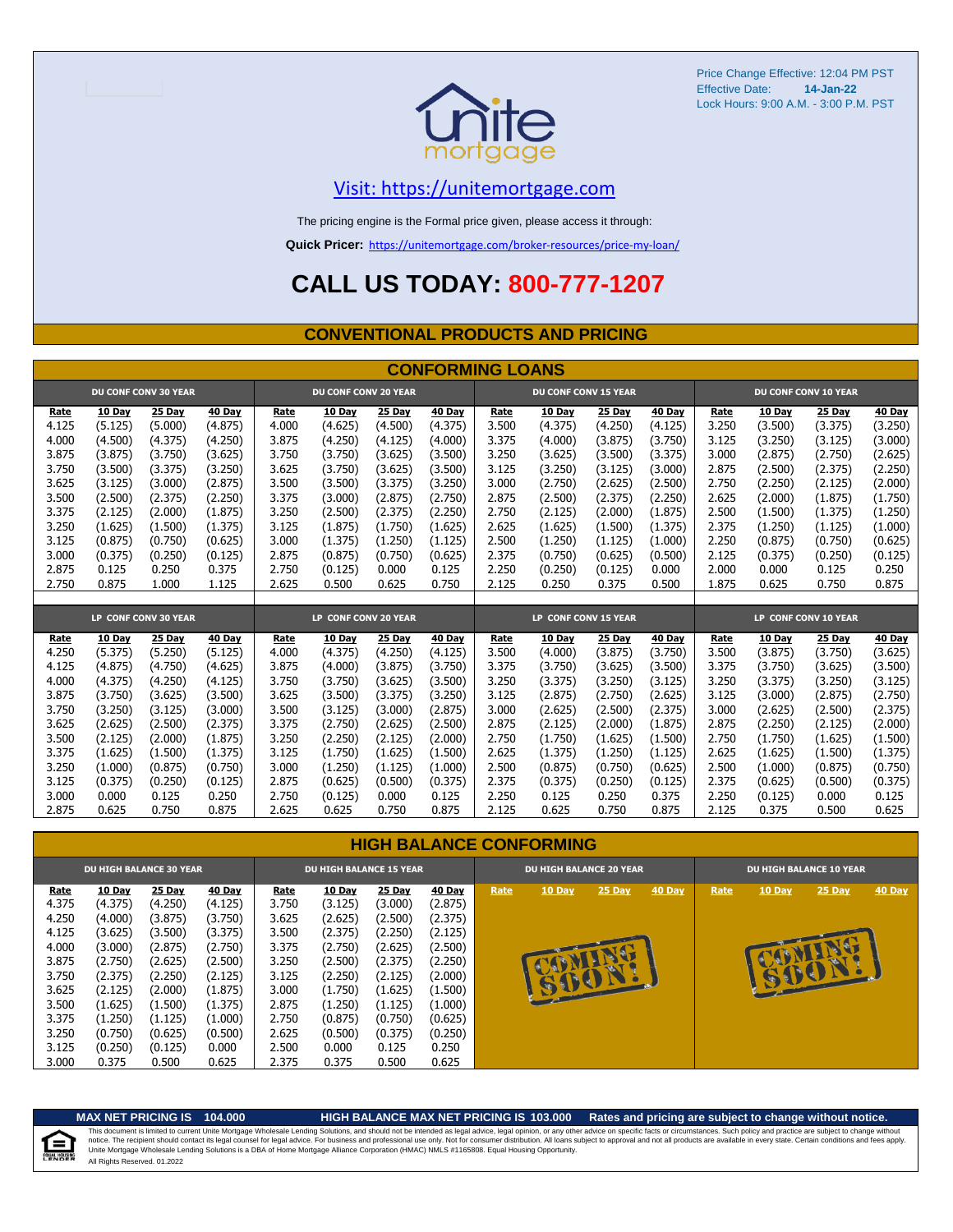Price Change Effective: 12:04 PM PST
Effective Date: **14-Jan-22**
Lock Hours: 9:00 A.M. - 3:00 P.M. PST

Visit: https://unitemortgage.com

The pricing engine is the Formal price given, please access it through:

**Quick Pricer:** https://unitemortgage.com/broker-resources/price-my-loan/

# CALL US TODAY: 800-777-1207

## CONVENTIONAL PRODUCTS AND PRICING

### CONFORMING LOANS

| DU CONF CONV 30 YEAR | | | | DU CONF CONV 20 YEAR | | | | DU CONF CONV 15 YEAR | | | | DU CONF CONV 10 YEAR | | | |
|---|---|---|---|---|---|---|---|---|---|---|---|---|---|---|---|
| Rate | 10 Day | 25 Day | 40 Day | Rate | 10 Day | 25 Day | 40 Day | Rate | 10 Day | 25 Day | 40 Day | Rate | 10 Day | 25 Day | 40 Day |
| 4.125 | (5.125) | (5.000) | (4.875) | 4.000 | (4.625) | (4.500) | (4.375) | 3.500 | (4.375) | (4.250) | (4.125) | 3.250 | (3.500) | (3.375) | (3.250) |
| 4.000 | (4.500) | (4.375) | (4.250) | 3.875 | (4.250) | (4.125) | (4.000) | 3.375 | (4.000) | (3.875) | (3.750) | 3.125 | (3.250) | (3.125) | (3.000) |
| 3.875 | (3.875) | (3.750) | (3.625) | 3.750 | (3.750) | (3.625) | (3.500) | 3.250 | (3.625) | (3.500) | (3.375) | 3.000 | (2.875) | (2.750) | (2.625) |
| 3.750 | (3.500) | (3.375) | (3.250) | 3.625 | (3.750) | (3.625) | (3.500) | 3.125 | (3.250) | (3.125) | (3.000) | 2.875 | (2.500) | (2.375) | (2.250) |
| 3.625 | (3.125) | (3.000) | (2.875) | 3.500 | (3.500) | (3.375) | (3.250) | 3.000 | (2.750) | (2.625) | (2.500) | 2.750 | (2.250) | (2.125) | (2.000) |
| 3.500 | (2.500) | (2.375) | (2.250) | 3.375 | (3.000) | (2.875) | (2.750) | 2.875 | (2.500) | (2.375) | (2.250) | 2.625 | (2.000) | (1.875) | (1.750) |
| 3.375 | (2.125) | (2.000) | (1.875) | 3.250 | (2.500) | (2.375) | (2.250) | 2.750 | (2.125) | (2.000) | (1.875) | 2.500 | (1.500) | (1.375) | (1.250) |
| 3.250 | (1.625) | (1.500) | (1.375) | 3.125 | (1.875) | (1.750) | (1.625) | 2.625 | (1.625) | (1.500) | (1.375) | 2.375 | (1.250) | (1.125) | (1.000) |
| 3.125 | (0.875) | (0.750) | (0.625) | 3.000 | (1.375) | (1.250) | (1.125) | 2.500 | (1.250) | (1.125) | (1.000) | 2.250 | (0.875) | (0.750) | (0.625) |
| 3.000 | (0.375) | (0.250) | (0.125) | 2.875 | (0.875) | (0.750) | (0.625) | 2.375 | (0.750) | (0.625) | (0.500) | 2.125 | (0.375) | (0.250) | (0.125) |
| 2.875 | 0.125 | 0.250 | 0.375 | 2.750 | (0.125) | 0.000 | 0.125 | 2.250 | (0.250) | (0.125) | 0.000 | 2.000 | 0.000 | 0.125 | 0.250 |
| 2.750 | 0.875 | 1.000 | 1.125 | 2.625 | 0.500 | 0.625 | 0.750 | 2.125 | 0.250 | 0.375 | 0.500 | 1.875 | 0.625 | 0.750 | 0.875 |

| LP CONF CONV 30 YEAR | | | | LP CONF CONV 20 YEAR | | | | LP CONF CONV 15 YEAR | | | | LP CONF CONV 10 YEAR | | | |
|---|---|---|---|---|---|---|---|---|---|---|---|---|---|---|---|
| Rate | 10 Day | 25 Day | 40 Day | Rate | 10 Day | 25 Day | 40 Day | Rate | 10 Day | 25 Day | 40 Day | Rate | 10 Day | 25 Day | 40 Day |
| 4.250 | (5.375) | (5.250) | (5.125) | 4.000 | (4.375) | (4.250) | (4.125) | 3.500 | (4.000) | (3.875) | (3.750) | 3.500 | (3.875) | (3.750) | (3.625) |
| 4.125 | (4.875) | (4.750) | (4.625) | 3.875 | (4.000) | (3.875) | (3.750) | 3.375 | (3.750) | (3.625) | (3.500) | 3.375 | (3.750) | (3.625) | (3.500) |
| 4.000 | (4.375) | (4.250) | (4.125) | 3.750 | (3.750) | (3.625) | (3.500) | 3.250 | (3.375) | (3.250) | (3.125) | 3.250 | (3.375) | (3.250) | (3.125) |
| 3.875 | (3.750) | (3.625) | (3.500) | 3.625 | (3.500) | (3.375) | (3.250) | 3.125 | (2.875) | (2.750) | (2.625) | 3.125 | (3.000) | (2.875) | (2.750) |
| 3.750 | (3.250) | (3.125) | (3.000) | 3.500 | (3.125) | (3.000) | (2.875) | 3.000 | (2.625) | (2.500) | (2.375) | 3.000 | (2.625) | (2.500) | (2.375) |
| 3.625 | (2.625) | (2.500) | (2.375) | 3.375 | (2.750) | (2.625) | (2.500) | 2.875 | (2.125) | (2.000) | (1.875) | 2.875 | (2.250) | (2.125) | (2.000) |
| 3.500 | (2.125) | (2.000) | (1.875) | 3.250 | (2.250) | (2.125) | (2.000) | 2.750 | (1.750) | (1.625) | (1.500) | 2.750 | (1.750) | (1.625) | (1.500) |
| 3.375 | (1.625) | (1.500) | (1.375) | 3.125 | (1.750) | (1.625) | (1.500) | 2.625 | (1.375) | (1.250) | (1.125) | 2.625 | (1.625) | (1.500) | (1.375) |
| 3.250 | (1.000) | (0.875) | (0.750) | 3.000 | (1.250) | (1.125) | (1.000) | 2.500 | (0.875) | (0.750) | (0.625) | 2.500 | (1.000) | (0.875) | (0.750) |
| 3.125 | (0.375) | (0.250) | (0.125) | 2.875 | (0.625) | (0.500) | (0.375) | 2.375 | (0.375) | (0.250) | (0.125) | 2.375 | (0.625) | (0.500) | (0.375) |
| 3.000 | 0.000 | 0.125 | 0.250 | 2.750 | (0.125) | 0.000 | 0.125 | 2.250 | 0.125 | 0.250 | 0.375 | 2.250 | (0.125) | 0.000 | 0.125 |
| 2.875 | 0.625 | 0.750 | 0.875 | 2.625 | 0.625 | 0.750 | 0.875 | 2.125 | 0.625 | 0.750 | 0.875 | 2.125 | 0.375 | 0.500 | 0.625 |

### HIGH BALANCE CONFORMING

| DU HIGH BALANCE 30 YEAR | | | | DU HIGH BALANCE 15 YEAR | | | | DU HIGH BALANCE 20 YEAR | | | | DU HIGH BALANCE 10 YEAR | | | |
|---|---|---|---|---|---|---|---|---|---|---|---|---|---|---|---|
| Rate | 10 Day | 25 Day | 40 Day | Rate | 10 Day | 25 Day | 40 Day | Rate | 10 Day | 25 Day | 40 Day | Rate | 10 Day | 25 Day | 40 Day |
| 4.375 | (4.375) | (4.250) | (4.125) | 3.750 | (3.125) | (3.000) | (2.875) | COMING SOON! | | | | COMING SOON! | | | |
| 4.250 | (4.000) | (3.875) | (3.750) | 3.625 | (2.625) | (2.500) | (2.375) | | | | | | | | |
| 4.125 | (3.625) | (3.500) | (3.375) | 3.500 | (2.375) | (2.250) | (2.125) | | | | | | | | |
| 4.000 | (3.000) | (2.875) | (2.750) | 3.375 | (2.750) | (2.625) | (2.500) | | | | | | | | |
| 3.875 | (2.750) | (2.625) | (2.500) | 3.250 | (2.500) | (2.375) | (2.250) | | | | | | | | |
| 3.750 | (2.375) | (2.250) | (2.125) | 3.125 | (2.250) | (2.125) | (2.000) | | | | | | | | |
| 3.625 | (2.125) | (2.000) | (1.875) | 3.000 | (1.750) | (1.625) | (1.500) | | | | | | | | |
| 3.500 | (1.625) | (1.500) | (1.375) | 2.875 | (1.250) | (1.125) | (1.000) | | | | | | | | |
| 3.375 | (1.250) | (1.125) | (1.000) | 2.750 | (0.875) | (0.750) | (0.625) | | | | | | | | |
| 3.250 | (0.750) | (0.625) | (0.500) | 2.625 | (0.500) | (0.375) | (0.250) | | | | | | | | |
| 3.125 | (0.250) | (0.125) | 0.000 | 2.500 | 0.000 | 0.125 | 0.250 | | | | | | | | |
| 3.000 | 0.375 | 0.500 | 0.625 | 2.375 | 0.375 | 0.500 | 0.625 | | | | | | | | |

**MAX NET PRICING IS 104.000** **HIGH BALANCE MAX NET PRICING IS 103.000** **Rates and pricing are subject to change without notice.**

This document is limited to current Unite Mortgage Wholesale Lending Solutions, and should not be intended as legal advice, legal opinion, or any other advice on specific facts or circumstances. Such policy and practice are subject to change without notice. The recipient should contact its legal counsel for legal advice. For business and professional use only. Not for consumer distribution. All loans subject to approval and not all products are available in every state. Certain conditions and fees apply. Unite Mortgage Wholesale Lending Solutions is a DBA of Home Mortgage Alliance Corporation (HMAC) NMLS #1165808. Equal Housing Opportunity.
All Rights Reserved. 01.2022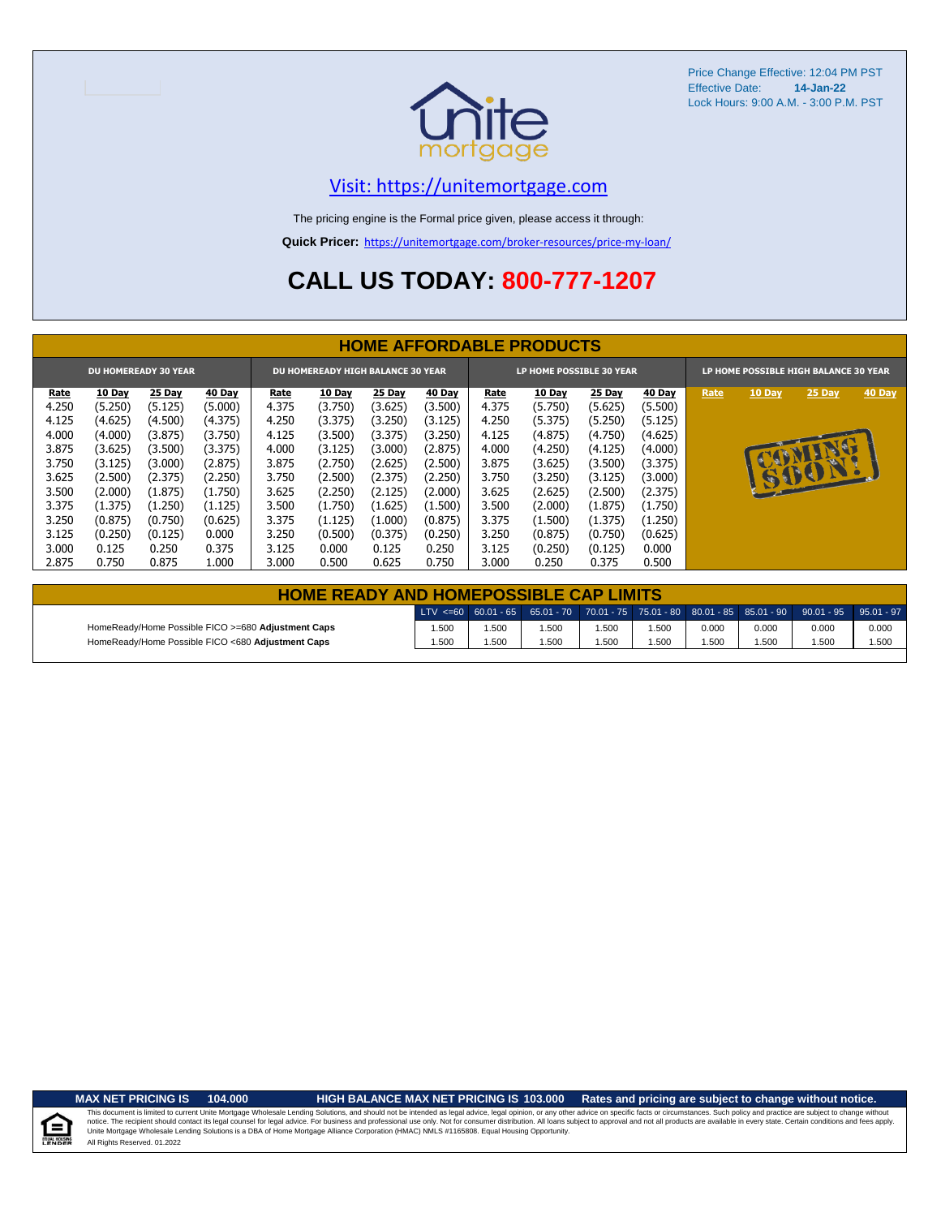Price Change Effective: 12:04 PM PST
Effective Date: **14-Jan-22**
Lock Hours: 9:00 A.M. - 3:00 P.M. PST

unite mortgage

Visit: https://unitemortgage.com

The pricing engine is the Formal price given, please access it through:

**Quick Pricer:** https://unitemortgage.com/broker-resources/price-my-loan/

# CALL US TODAY: 800-777-1207

## HOME AFFORDABLE PRODUCTS

| DU HOMEREADY 30 YEAR | | | | DU HOMEREADY HIGH BALANCE 30 YEAR | | | | LP HOME POSSIBLE 30 YEAR | | | | LP HOME POSSIBLE HIGH BALANCE 30 YEAR | | | |
|---|---|---|---|---|---|---|---|---|---|---|---|---|---|---|---|
| Rate | 10 Day | 25 Day | 40 Day | Rate | 10 Day | 25 Day | 40 Day | Rate | 10 Day | 25 Day | 40 Day | Rate | 10 Day | 25 Day | 40 Day |
| 4.250 | (5.250) | (5.125) | (5.000) | 4.375 | (3.750) | (3.625) | (3.500) | 4.375 | (5.750) | (5.625) | (5.500) | COMING SOON! | | | |
| 4.125 | (4.625) | (4.500) | (4.375) | 4.250 | (3.375) | (3.250) | (3.125) | 4.250 | (5.375) | (5.250) | (5.125) | | | | |
| 4.000 | (4.000) | (3.875) | (3.750) | 4.125 | (3.500) | (3.375) | (3.250) | 4.125 | (4.875) | (4.750) | (4.625) | | | | |
| 3.875 | (3.625) | (3.500) | (3.375) | 4.000 | (3.125) | (3.000) | (2.875) | 4.000 | (4.250) | (4.125) | (4.000) | | | | |
| 3.750 | (3.125) | (3.000) | (2.875) | 3.875 | (2.750) | (2.625) | (2.500) | 3.875 | (3.625) | (3.500) | (3.375) | | | | |
| 3.625 | (2.500) | (2.375) | (2.250) | 3.750 | (2.500) | (2.375) | (2.250) | 3.750 | (3.250) | (3.125) | (3.000) | | | | |
| 3.500 | (2.000) | (1.875) | (1.750) | 3.625 | (2.250) | (2.125) | (2.000) | 3.625 | (2.625) | (2.500) | (2.375) | | | | |
| 3.375 | (1.375) | (1.250) | (1.125) | 3.500 | (1.750) | (1.625) | (1.500) | 3.500 | (2.000) | (1.875) | (1.750) | | | | |
| 3.250 | (0.875) | (0.750) | (0.625) | 3.375 | (1.125) | (1.000) | (0.875) | 3.375 | (1.500) | (1.375) | (1.250) | | | | |
| 3.125 | (0.250) | (0.125) | 0.000 | 3.250 | (0.500) | (0.375) | (0.250) | 3.250 | (0.875) | (0.750) | (0.625) | | | | |
| 3.000 | 0.125 | 0.250 | 0.375 | 3.125 | 0.000 | 0.125 | 0.250 | 3.125 | (0.250) | (0.125) | 0.000 | | | | |
| 2.875 | 0.750 | 0.875 | 1.000 | 3.000 | 0.500 | 0.625 | 0.750 | 3.000 | 0.250 | 0.375 | 0.500 | | | | |

## HOME READY AND HOMEPOSSIBLE CAP LIMITS

| | LTV <=60 | 60.01 - 65 | 65.01 - 70 | 70.01 - 75 | 75.01 - 80 | 80.01 - 85 | 85.01 - 90 | 90.01 - 95 | 95.01 - 97 |
|---|---|---|---|---|---|---|---|---|---|
| HomeReady/Home Possible FICO >=680 **Adjustment Caps** | 1.500 | 1.500 | 1.500 | 1.500 | 1.500 | 0.000 | 0.000 | 0.000 | 0.000 |
| HomeReady/Home Possible FICO <680 **Adjustment Caps** | 1.500 | 1.500 | 1.500 | 1.500 | 1.500 | 1.500 | 1.500 | 1.500 | 1.500 |

**MAX NET PRICING IS 104.000** **HIGH BALANCE MAX NET PRICING IS 103.000** **Rates and pricing are subject to change without notice.**

This document is limited to current Unite Mortgage Wholesale Lending Solutions, and should not be intended as legal advice, legal opinion, or any other advice on specific facts or circumstances. Such policy and practice are subject to change without notice. The recipient should contact its legal counsel for legal advice. For business and professional use only. Not for consumer distribution. All loans subject to approval and not all products are available in every state. Certain conditions and fees apply. Unite Mortgage Wholesale Lending Solutions is a DBA of Home Mortgage Alliance Corporation (HMAC) NMLS #1165808. Equal Housing Opportunity. All Rights Reserved. 01.2022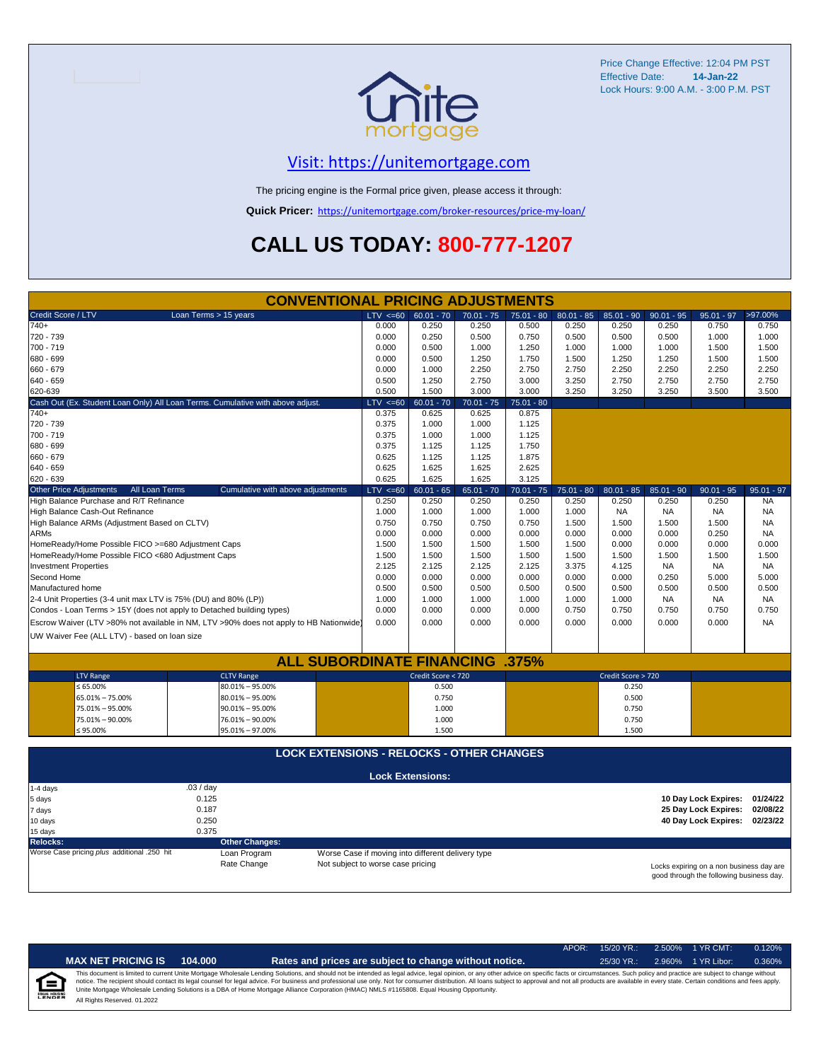Price Change Effective: 12:04 PM PST
Effective Date: **14-Jan-22**
Lock Hours: 9:00 A.M. - 3:00 P.M. PST

## Visit: https://unitemortgage.com

The pricing engine is the Formal price given, please access it through:

**Quick Pricer:** https://unitemortgage.com/broker-resources/price-my-loan/

# CALL US TODAY: 800-777-1207

## CONVENTIONAL PRICING ADJUSTMENTS

| Credit Score / LTV — Loan Terms > 15 years | LTV <=60 | 60.01 - 70 | 70.01 - 75 | 75.01 - 80 | 80.01 - 85 | 85.01 - 90 | 90.01 - 95 | 95.01 - 97 | >97.00% |
|---|---|---|---|---|---|---|---|---|---|
| 740+ | 0.000 | 0.250 | 0.250 | 0.500 | 0.250 | 0.250 | 0.250 | 0.750 | 0.750 |
| 720 - 739 | 0.000 | 0.250 | 0.500 | 0.750 | 0.500 | 0.500 | 0.500 | 1.000 | 1.000 |
| 700 - 719 | 0.000 | 0.500 | 1.000 | 1.250 | 1.000 | 1.000 | 1.000 | 1.500 | 1.500 |
| 680 - 699 | 0.000 | 0.500 | 1.250 | 1.750 | 1.500 | 1.250 | 1.250 | 1.500 | 1.500 |
| 660 - 679 | 0.000 | 1.000 | 2.250 | 2.750 | 2.750 | 2.250 | 2.250 | 2.250 | 2.250 |
| 640 - 659 | 0.500 | 1.250 | 2.750 | 3.000 | 3.250 | 2.750 | 2.750 | 2.750 | 2.750 |
| 620-639 | 0.500 | 1.500 | 3.000 | 3.000 | 3.250 | 3.250 | 3.250 | 3.500 | 3.500 |

| Cash Out (Ex. Student Loan Only) All Loan Terms. Cumulative with above adjust. | LTV <=60 | 60.01 - 70 | 70.01 - 75 | 75.01 - 80 |
|---|---|---|---|---|
| 740+ | 0.375 | 0.625 | 0.625 | 0.875 |
| 720 - 739 | 0.375 | 1.000 | 1.000 | 1.125 |
| 700 - 719 | 0.375 | 1.000 | 1.000 | 1.125 |
| 680 - 699 | 0.375 | 1.125 | 1.125 | 1.750 |
| 660 - 679 | 0.625 | 1.125 | 1.125 | 1.875 |
| 640 - 659 | 0.625 | 1.625 | 1.625 | 2.625 |
| 620 - 639 | 0.625 | 1.625 | 1.625 | 3.125 |

| Other Price Adjustments — All Loan Terms — Cumulative with above adjustments | LTV <=60 | 60.01 - 65 | 65.01 - 70 | 70.01 - 75 | 75.01 - 80 | 80.01 - 85 | 85.01 - 90 | 90.01 - 95 | 95.01 - 97 |
|---|---|---|---|---|---|---|---|---|---|
| High Balance Purchase and R/T Refinance | 0.250 | 0.250 | 0.250 | 0.250 | 0.250 | 0.250 | 0.250 | 0.250 | NA |
| High Balance Cash-Out Refinance | 1.000 | 1.000 | 1.000 | 1.000 | 1.000 | NA | NA | NA | NA |
| High Balance ARMs (Adjustment Based on CLTV) | 0.750 | 0.750 | 0.750 | 0.750 | 1.500 | 1.500 | 1.500 | 1.500 | NA |
| ARMs | 0.000 | 0.000 | 0.000 | 0.000 | 0.000 | 0.000 | 0.000 | 0.250 | NA |
| HomeReady/Home Possible FICO >=680 Adjustment Caps | 1.500 | 1.500 | 1.500 | 1.500 | 1.500 | 0.000 | 0.000 | 0.000 | 0.000 |
| HomeReady/Home Possible FICO <680 Adjustment Caps | 1.500 | 1.500 | 1.500 | 1.500 | 1.500 | 1.500 | 1.500 | 1.500 | 1.500 |
| Investment Properties | 2.125 | 2.125 | 2.125 | 2.125 | 3.375 | 4.125 | NA | NA | NA |
| Second Home | 0.000 | 0.000 | 0.000 | 0.000 | 0.000 | 0.000 | 0.250 | 5.000 | 5.000 |
| Manufactured home | 0.500 | 0.500 | 0.500 | 0.500 | 0.500 | 0.500 | 0.500 | 0.500 | 0.500 |
| 2-4 Unit Properties (3-4 unit max LTV is 75% (DU) and 80% (LP)) | 1.000 | 1.000 | 1.000 | 1.000 | 1.000 | 1.000 | NA | NA | NA |
| Condos - Loan Terms > 15Y (does not apply to Detached building types) | 0.000 | 0.000 | 0.000 | 0.000 | 0.750 | 0.750 | 0.750 | 0.750 | 0.750 |
| Escrow Waiver (LTV >80% not available in NM, LTV >90% does not apply to HB Nationwide) | 0.000 | 0.000 | 0.000 | 0.000 | 0.000 | 0.000 | 0.000 | 0.000 | NA |
| UW Waiver Fee (ALL LTV) - based on loan size | | | | | | | | | |

## ALL SUBORDINATE FINANCING .375%

| LTV Range | CLTV Range | Credit Score < 720 | Credit Score > 720 |
|---|---|---|---|
| ≤ 65.00% | 80.01% – 95.00% | 0.500 | 0.250 |
| 65.01% – 75.00% | 80.01% – 95.00% | 0.750 | 0.500 |
| 75.01% – 95.00% | 90.01% – 95.00% | 1.000 | 0.750 |
| 75.01% – 90.00% | 76.01% – 90.00% | 1.000 | 0.750 |
| ≤ 95.00% | 95.01% – 97.00% | 1.500 | 1.500 |

## LOCK EXTENSIONS - RELOCKS - OTHER CHANGES

**Lock Extensions:**

| Days | Cost |
|---|---|
| 1-4 days | .03 / day |
| 5 days | 0.125 |
| 7 days | 0.187 |
| 10 days | 0.250 |
| 15 days | 0.375 |

**10 Day Lock Expires:** 01/24/22
**25 Day Lock Expires:** 02/08/22
**40 Day Lock Expires:** 02/23/22

**Relocks:**
Worse Case pricing *plus* additional .250 hit

**Other Changes:**

| | |
|---|---|
| Loan Program | Worse Case if moving into different delivery type |
| Rate Change | Not subject to worse case pricing |

Locks expiring on a non business day are good through the following business day.

**MAX NET PRICING IS 104.000** — **Rates and prices are subject to change without notice.**

| APOR: | 15/20 YR.: | 2.500% | 1 YR CMT: | 0.120% |
|---|---|---|---|---|
| | 25/30 YR.: | 2.960% | 1 YR Libor: | 0.360% |

This document is limited to current Unite Mortgage Wholesale Lending Solutions, and should not be intended as legal advice, legal opinion, or any other advice on specific facts or circumstances. Such policy and practice are subject to change without notice. The recipient should contact its legal counsel for legal advice. For business and professional use only. Not for consumer distribution. All loans subject to approval and not all products are available in every state. Certain conditions and fees apply. Unite Mortgage Wholesale Lending Solutions is a DBA of Home Mortgage Alliance Corporation (HMAC) NMLS #1165808. Equal Housing Opportunity.

All Rights Reserved. 01.2022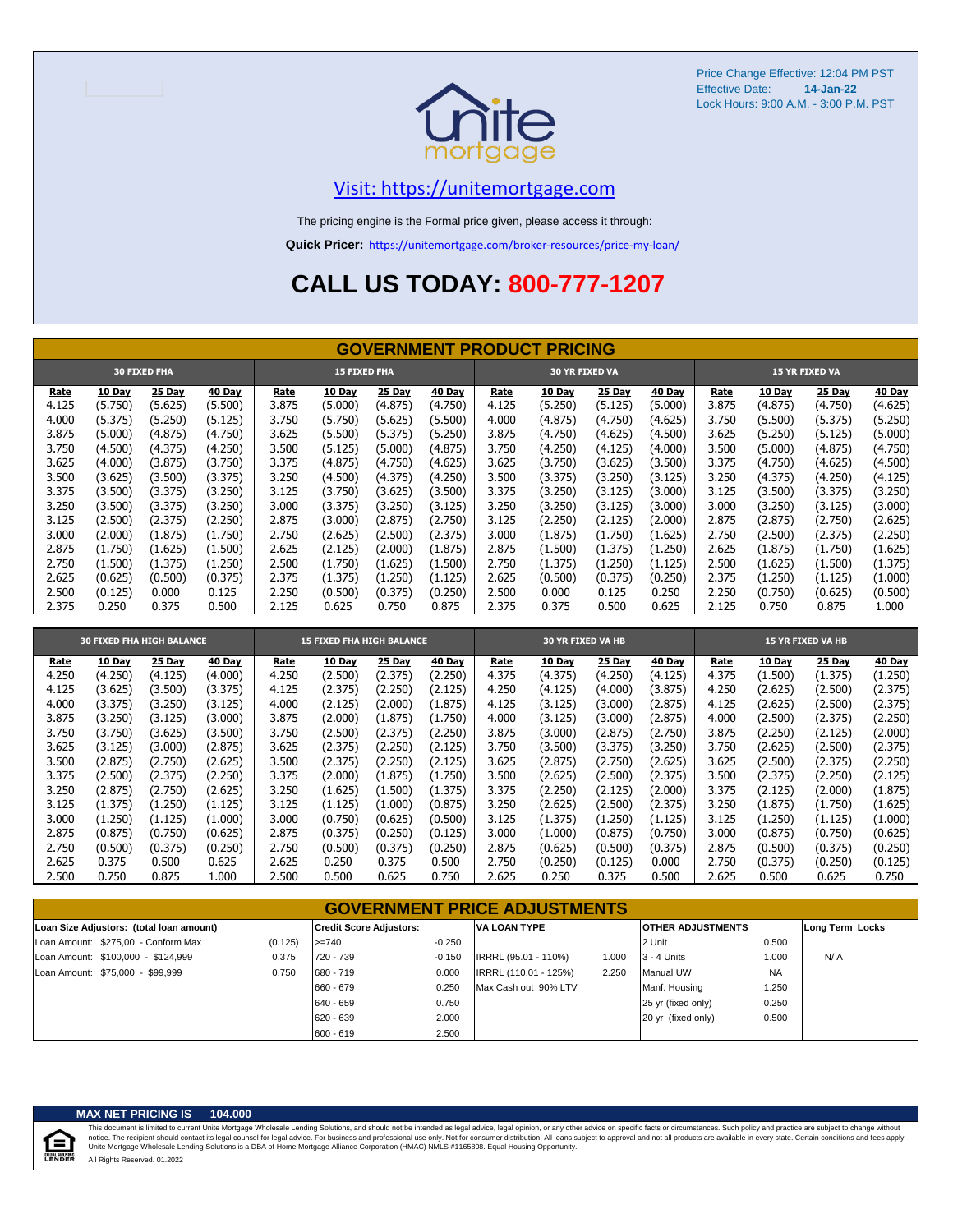Price Change Effective: 12:04 PM PST
Effective Date: **14-Jan-22**
Lock Hours: 9:00 A.M. - 3:00 P.M. PST

Visit: https://unitemortgage.com

The pricing engine is the Formal price given, please access it through:

**Quick Pricer:** https://unitemortgage.com/broker-resources/price-my-loan/

# CALL US TODAY: 800-777-1207

## GOVERNMENT PRODUCT PRICING

| 30 FIXED FHA | | | | 15 FIXED FHA | | | | 30 YR FIXED VA | | | | 15 YR FIXED VA | | | |
|---|---|---|---|---|---|---|---|---|---|---|---|---|---|---|---|
| Rate | 10 Day | 25 Day | 40 Day | Rate | 10 Day | 25 Day | 40 Day | Rate | 10 Day | 25 Day | 40 Day | Rate | 10 Day | 25 Day | 40 Day |
| 4.125 | (5.750) | (5.625) | (5.500) | 3.875 | (5.000) | (4.875) | (4.750) | 4.125 | (5.250) | (5.125) | (5.000) | 3.875 | (4.875) | (4.750) | (4.625) |
| 4.000 | (5.375) | (5.250) | (5.125) | 3.750 | (5.750) | (5.625) | (5.500) | 4.000 | (4.875) | (4.750) | (4.625) | 3.750 | (5.500) | (5.375) | (5.250) |
| 3.875 | (5.000) | (4.875) | (4.750) | 3.625 | (5.500) | (5.375) | (5.250) | 3.875 | (4.750) | (4.625) | (4.500) | 3.625 | (5.250) | (5.125) | (5.000) |
| 3.750 | (4.500) | (4.375) | (4.250) | 3.500 | (5.125) | (5.000) | (4.875) | 3.750 | (4.250) | (4.125) | (4.000) | 3.500 | (5.000) | (4.875) | (4.750) |
| 3.625 | (4.000) | (3.875) | (3.750) | 3.375 | (4.875) | (4.750) | (4.625) | 3.625 | (3.750) | (3.625) | (3.500) | 3.375 | (4.750) | (4.625) | (4.500) |
| 3.500 | (3.625) | (3.500) | (3.375) | 3.250 | (4.500) | (4.375) | (4.250) | 3.500 | (3.375) | (3.250) | (3.125) | 3.250 | (4.375) | (4.250) | (4.125) |
| 3.375 | (3.500) | (3.375) | (3.250) | 3.125 | (3.750) | (3.625) | (3.500) | 3.375 | (3.250) | (3.125) | (3.000) | 3.125 | (3.500) | (3.375) | (3.250) |
| 3.250 | (3.500) | (3.375) | (3.250) | 3.000 | (3.375) | (3.250) | (3.125) | 3.250 | (3.250) | (3.125) | (3.000) | 3.000 | (3.250) | (3.125) | (3.000) |
| 3.125 | (2.500) | (2.375) | (2.250) | 2.875 | (3.000) | (2.875) | (2.750) | 3.125 | (2.250) | (2.125) | (2.000) | 2.875 | (2.875) | (2.750) | (2.625) |
| 3.000 | (2.000) | (1.875) | (1.750) | 2.750 | (2.625) | (2.500) | (2.375) | 3.000 | (1.875) | (1.750) | (1.625) | 2.750 | (2.500) | (2.375) | (2.250) |
| 2.875 | (1.750) | (1.625) | (1.500) | 2.625 | (2.125) | (2.000) | (1.875) | 2.875 | (1.500) | (1.375) | (1.250) | 2.625 | (1.875) | (1.750) | (1.625) |
| 2.750 | (1.500) | (1.375) | (1.250) | 2.500 | (1.750) | (1.625) | (1.500) | 2.750 | (1.375) | (1.250) | (1.125) | 2.500 | (1.625) | (1.500) | (1.375) |
| 2.625 | (0.625) | (0.500) | (0.375) | 2.375 | (1.375) | (1.250) | (1.125) | 2.625 | (0.500) | (0.375) | (0.250) | 2.375 | (1.250) | (1.125) | (1.000) |
| 2.500 | (0.125) | 0.000 | 0.125 | 2.250 | (0.500) | (0.375) | (0.250) | 2.500 | 0.000 | 0.125 | 0.250 | 2.250 | (0.750) | (0.625) | (0.500) |
| 2.375 | 0.250 | 0.375 | 0.500 | 2.125 | 0.625 | 0.750 | 0.875 | 2.375 | 0.375 | 0.500 | 0.625 | 2.125 | 0.750 | 0.875 | 1.000 |

| 30 FIXED FHA HIGH BALANCE | | | | 15 FIXED FHA HIGH BALANCE | | | | 30 YR FIXED VA HB | | | | 15 YR FIXED VA HB | | | |
|---|---|---|---|---|---|---|---|---|---|---|---|---|---|---|---|
| Rate | 10 Day | 25 Day | 40 Day | Rate | 10 Day | 25 Day | 40 Day | Rate | 10 Day | 25 Day | 40 Day | Rate | 10 Day | 25 Day | 40 Day |
| 4.250 | (4.250) | (4.125) | (4.000) | 4.250 | (2.500) | (2.375) | (2.250) | 4.375 | (4.375) | (4.250) | (4.125) | 4.375 | (1.500) | (1.375) | (1.250) |
| 4.125 | (3.625) | (3.500) | (3.375) | 4.125 | (2.375) | (2.250) | (2.125) | 4.250 | (4.125) | (4.000) | (3.875) | 4.250 | (2.625) | (2.500) | (2.375) |
| 4.000 | (3.375) | (3.250) | (3.125) | 4.000 | (2.125) | (2.000) | (1.875) | 4.125 | (3.125) | (3.000) | (2.875) | 4.125 | (2.625) | (2.500) | (2.375) |
| 3.875 | (3.250) | (3.125) | (3.000) | 3.875 | (2.000) | (1.875) | (1.750) | 4.000 | (3.125) | (3.000) | (2.875) | 4.000 | (2.500) | (2.375) | (2.250) |
| 3.750 | (3.750) | (3.625) | (3.500) | 3.750 | (2.500) | (2.375) | (2.250) | 3.875 | (3.000) | (2.875) | (2.750) | 3.875 | (2.250) | (2.125) | (2.000) |
| 3.625 | (3.125) | (3.000) | (2.875) | 3.625 | (2.375) | (2.250) | (2.125) | 3.750 | (3.500) | (3.375) | (3.250) | 3.750 | (2.625) | (2.500) | (2.375) |
| 3.500 | (2.875) | (2.750) | (2.625) | 3.500 | (2.375) | (2.250) | (2.125) | 3.625 | (2.875) | (2.750) | (2.625) | 3.625 | (2.500) | (2.375) | (2.250) |
| 3.375 | (2.500) | (2.375) | (2.250) | 3.375 | (2.000) | (1.875) | (1.750) | 3.500 | (2.625) | (2.500) | (2.375) | 3.500 | (2.375) | (2.250) | (2.125) |
| 3.250 | (2.875) | (2.750) | (2.625) | 3.250 | (1.625) | (1.500) | (1.375) | 3.375 | (2.250) | (2.125) | (2.000) | 3.375 | (2.125) | (2.000) | (1.875) |
| 3.125 | (1.375) | (1.250) | (1.125) | 3.125 | (1.125) | (1.000) | (0.875) | 3.250 | (2.625) | (2.500) | (2.375) | 3.250 | (1.875) | (1.750) | (1.625) |
| 3.000 | (1.250) | (1.125) | (1.000) | 3.000 | (0.750) | (0.625) | (0.500) | 3.125 | (1.375) | (1.250) | (1.125) | 3.125 | (1.250) | (1.125) | (1.000) |
| 2.875 | (0.875) | (0.750) | (0.625) | 2.875 | (0.375) | (0.250) | (0.125) | 3.000 | (1.000) | (0.875) | (0.750) | 3.000 | (0.875) | (0.750) | (0.625) |
| 2.750 | (0.500) | (0.375) | (0.250) | 2.750 | (0.500) | (0.375) | (0.250) | 2.875 | (0.625) | (0.500) | (0.375) | 2.875 | (0.500) | (0.375) | (0.250) |
| 2.625 | 0.375 | 0.500 | 0.625 | 2.625 | 0.250 | 0.375 | 0.500 | 2.750 | (0.250) | (0.125) | 0.000 | 2.750 | (0.375) | (0.250) | (0.125) |
| 2.500 | 0.750 | 0.875 | 1.000 | 2.500 | 0.500 | 0.625 | 0.750 | 2.625 | 0.250 | 0.375 | 0.500 | 2.625 | 0.500 | 0.625 | 0.750 |

## GOVERNMENT PRICE ADJUSTMENTS

| Loan Size Adjustors: (total loan amount) | | Credit Score Adjustors: | | VA LOAN TYPE | | OTHER ADJUSTMENTS | | Long Term Locks |
|---|---|---|---|---|---|---|---|---|
| Loan Amount: $275,000 - Conform Max | (0.125) | >=740 | -0.250 | | | 2 Unit | 0.500 | |
| Loan Amount: $100,000 - $124,999 | 0.375 | 720 - 739 | -0.150 | IRRRL (95.01 - 110%) | 1.000 | 3 - 4 Units | 1.000 | N/ A |
| Loan Amount: $75,000 - $99,999 | 0.750 | 680 - 719 | 0.000 | IRRRL (110.01 - 125%) | 2.250 | Manual UW | NA | |
| | | 660 - 679 | 0.250 | Max Cash out 90% LTV | | Manf. Housing | 1.250 | |
| | | 640 - 659 | 0.750 | | | 25 yr (fixed only) | 0.250 | |
| | | 620 - 639 | 2.000 | | | 20 yr (fixed only) | 0.500 | |
| | | 600 - 619 | 2.500 | | | | | |

**MAX NET PRICING IS 104.000**

This document is limited to current Unite Mortgage Wholesale Lending Solutions, and should not be intended as legal advice, legal opinion, or any other advice on specific facts or circumstances. Such policy and practice are subject to change without notice. The recipient should contact its legal counsel for legal advice. For business and professional use only. Not for consumer distribution. All loans subject to approval and not all products are available in every state. Certain conditions and fees apply. Unite Mortgage Wholesale Lending Solutions is a DBA of Home Mortgage Alliance Corporation (HMAC) NMLS #1165808. Equal Housing Opportunity.

All Rights Reserved. 01.2022